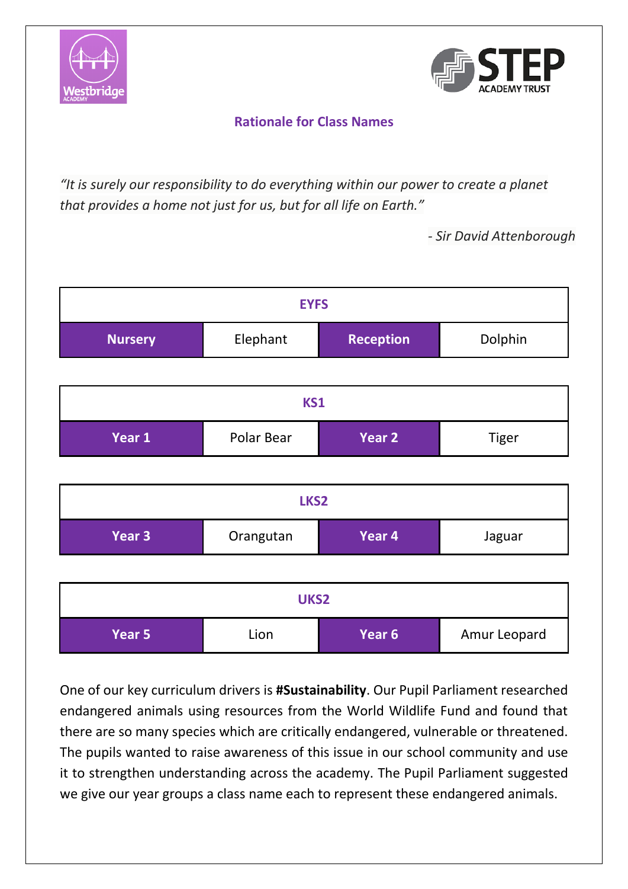## Rationale for Class Names

*"It is surely our responsibility to do everything within our power to create a planet that provides a home not just for us, but for all life on Earth."*

*- Sir David Attenborough*

| EYFS | | | |
|---|---|---|---|
| **Nursery** | Elephant | **Reception** | Dolphin |

| KS1 | | | |
|---|---|---|---|
| **Year 1** | Polar Bear | **Year 2** | Tiger |

| LKS2 | | | |
|---|---|---|---|
| **Year 3** | Orangutan | **Year 4** | Jaguar |

| UKS2 | | | |
|---|---|---|---|
| **Year 5** | Lion | **Year 6** | Amur Leopard |

One of our key curriculum drivers is **#Sustainability**. Our Pupil Parliament researched endangered animals using resources from the World Wildlife Fund and found that there are so many species which are critically endangered, vulnerable or threatened. The pupils wanted to raise awareness of this issue in our school community and use it to strengthen understanding across the academy. The Pupil Parliament suggested we give our year groups a class name each to represent these endangered animals.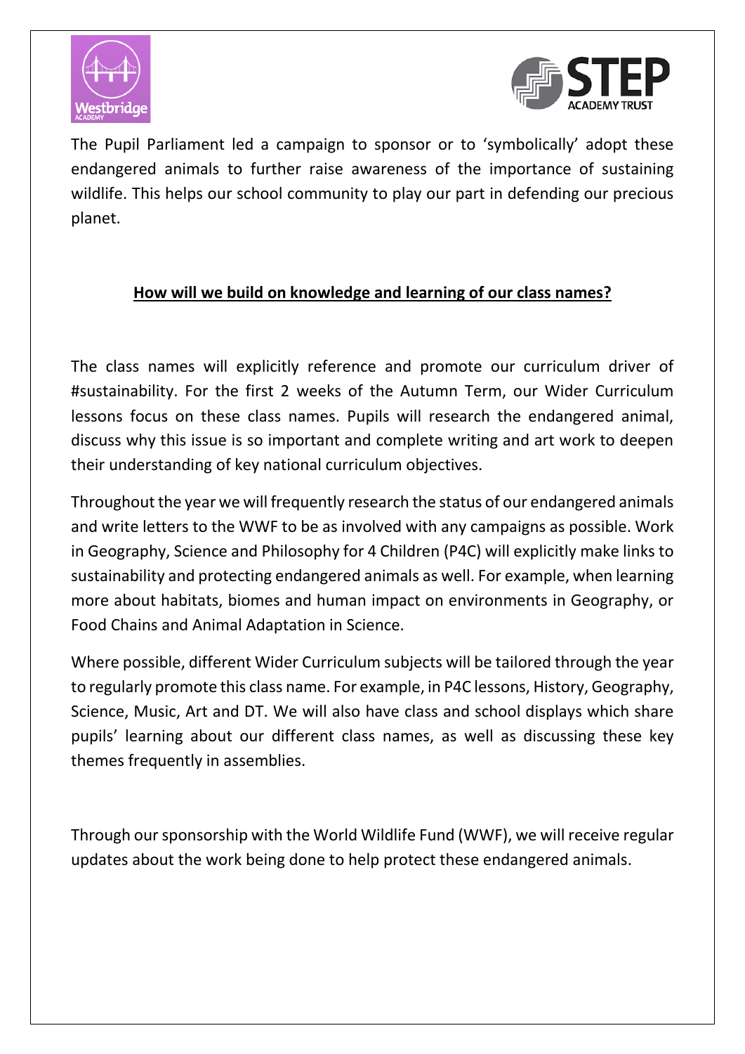The Pupil Parliament led a campaign to sponsor or to 'symbolically' adopt these endangered animals to further raise awareness of the importance of sustaining wildlife. This helps our school community to play our part in defending our precious planet.

## How will we build on knowledge and learning of our class names?

The class names will explicitly reference and promote our curriculum driver of #sustainability. For the first 2 weeks of the Autumn Term, our Wider Curriculum lessons focus on these class names. Pupils will research the endangered animal, discuss why this issue is so important and complete writing and art work to deepen their understanding of key national curriculum objectives.

Throughout the year we will frequently research the status of our endangered animals and write letters to the WWF to be as involved with any campaigns as possible. Work in Geography, Science and Philosophy for 4 Children (P4C) will explicitly make links to sustainability and protecting endangered animals as well. For example, when learning more about habitats, biomes and human impact on environments in Geography, or Food Chains and Animal Adaptation in Science.

Where possible, different Wider Curriculum subjects will be tailored through the year to regularly promote this class name. For example, in P4C lessons, History, Geography, Science, Music, Art and DT. We will also have class and school displays which share pupils' learning about our different class names, as well as discussing these key themes frequently in assemblies.

Through our sponsorship with the World Wildlife Fund (WWF), we will receive regular updates about the work being done to help protect these endangered animals.